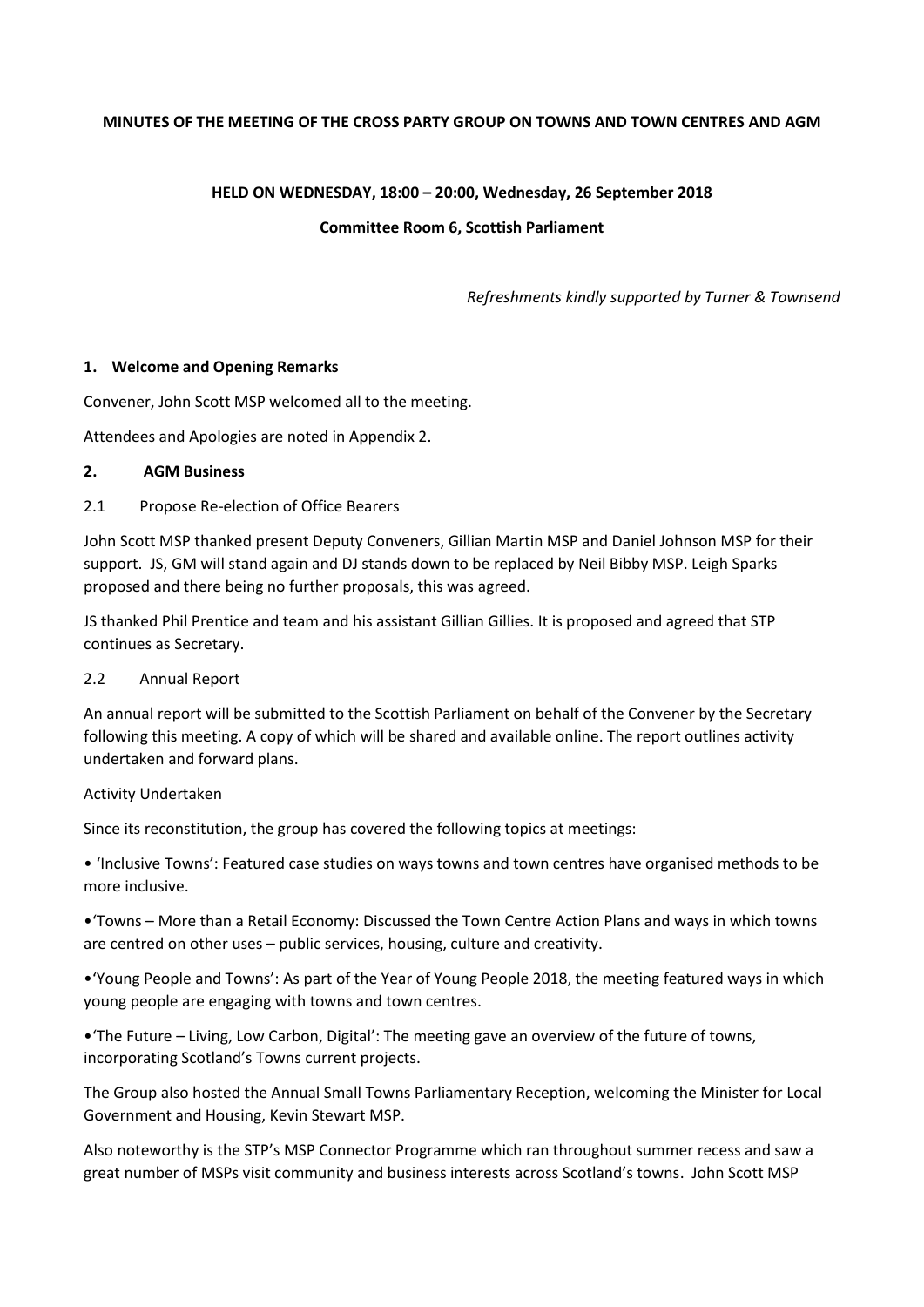**MINUTES OF THE MEETING OF THE CROSS PARTY GROUP ON TOWNS AND TOWN CENTRES AND AGM**

**HELD ON WEDNESDAY, 18:00 – 20:00, Wednesday, 26 September 2018**

**Committee Room 6, Scottish Parliament**

*Refreshments kindly supported by Turner & Townsend*

## 1. Welcome and Opening Remarks

Convener, John Scott MSP welcomed all to the meeting.

Attendees and Apologies are noted in Appendix 2.

## 2. AGM Business

### 2.1 Propose Re-election of Office Bearers

John Scott MSP thanked present Deputy Conveners, Gillian Martin MSP and Daniel Johnson MSP for their support. JS, GM will stand again and DJ stands down to be replaced by Neil Bibby MSP. Leigh Sparks proposed and there being no further proposals, this was agreed.

JS thanked Phil Prentice and team and his assistant Gillian Gillies. It is proposed and agreed that STP continues as Secretary.

### 2.2 Annual Report

An annual report will be submitted to the Scottish Parliament on behalf of the Convener by the Secretary following this meeting. A copy of which will be shared and available online. The report outlines activity undertaken and forward plans.

Activity Undertaken

Since its reconstitution, the group has covered the following topics at meetings:

- 'Inclusive Towns': Featured case studies on ways towns and town centres have organised methods to be more inclusive.
- 'Towns – More than a Retail Economy: Discussed the Town Centre Action Plans and ways in which towns are centred on other uses – public services, housing, culture and creativity.
- 'Young People and Towns': As part of the Year of Young People 2018, the meeting featured ways in which young people are engaging with towns and town centres.
- 'The Future – Living, Low Carbon, Digital': The meeting gave an overview of the future of towns, incorporating Scotland's Towns current projects.

The Group also hosted the Annual Small Towns Parliamentary Reception, welcoming the Minister for Local Government and Housing, Kevin Stewart MSP.

Also noteworthy is the STP's MSP Connector Programme which ran throughout summer recess and saw a great number of MSPs visit community and business interests across Scotland's towns. John Scott MSP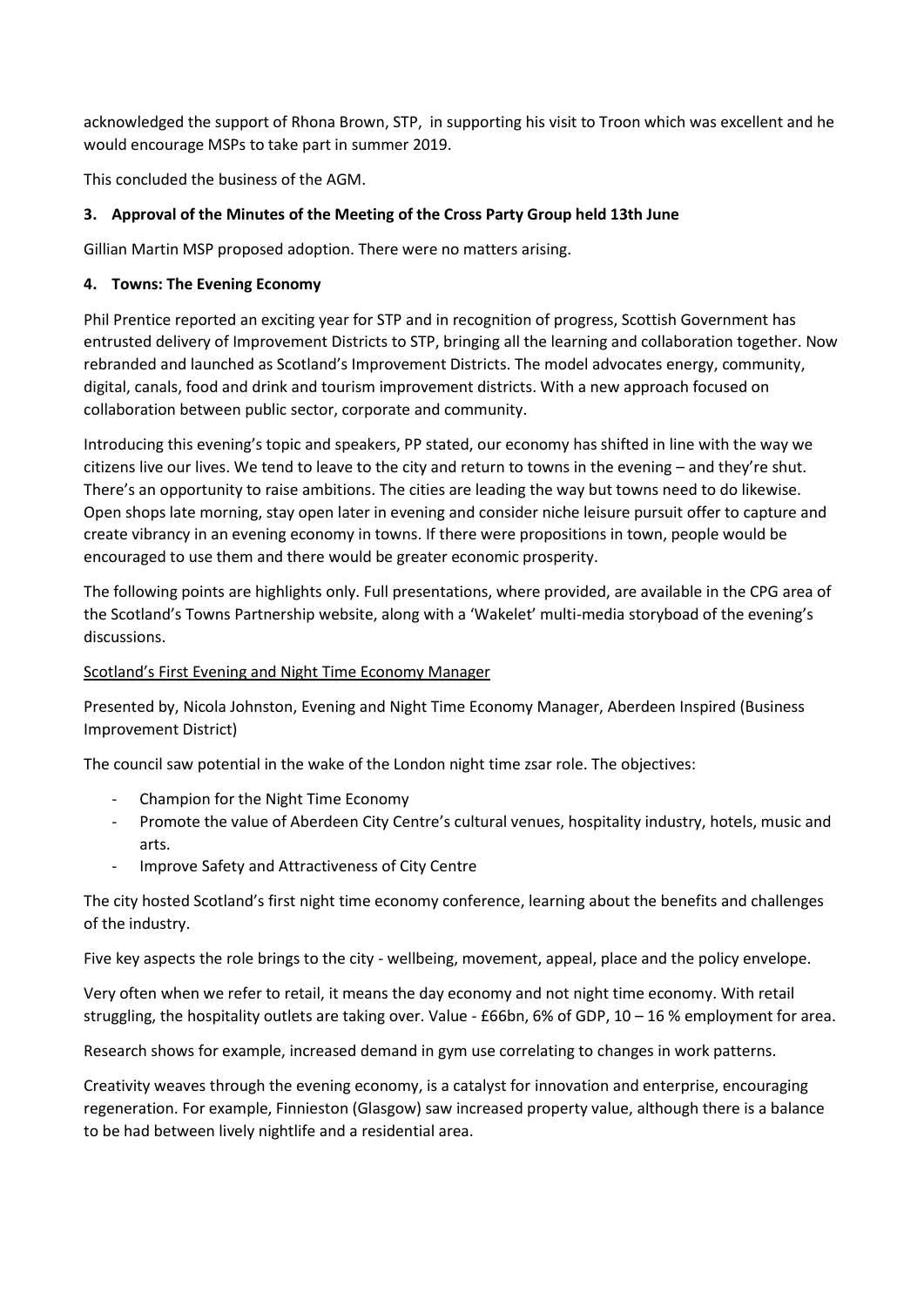acknowledged the support of Rhona Brown, STP, in supporting his visit to Troon which was excellent and he would encourage MSPs to take part in summer 2019.

This concluded the business of the AGM.

**3. Approval of the Minutes of the Meeting of the Cross Party Group held 13th June**

Gillian Martin MSP proposed adoption. There were no matters arising.

**4. Towns: The Evening Economy**

Phil Prentice reported an exciting year for STP and in recognition of progress, Scottish Government has entrusted delivery of Improvement Districts to STP, bringing all the learning and collaboration together. Now rebranded and launched as Scotland's Improvement Districts. The model advocates energy, community, digital, canals, food and drink and tourism improvement districts. With a new approach focused on collaboration between public sector, corporate and community.

Introducing this evening's topic and speakers, PP stated, our economy has shifted in line with the way we citizens live our lives. We tend to leave to the city and return to towns in the evening – and they're shut. There's an opportunity to raise ambitions. The cities are leading the way but towns need to do likewise. Open shops late morning, stay open later in evening and consider niche leisure pursuit offer to capture and create vibrancy in an evening economy in towns. If there were propositions in town, people would be encouraged to use them and there would be greater economic prosperity.

The following points are highlights only. Full presentations, where provided, are available in the CPG area of the Scotland's Towns Partnership website, along with a 'Wakelet' multi-media storyboad of the evening's discussions.

<u>Scotland's First Evening and Night Time Economy Manager</u>

Presented by, Nicola Johnston, Evening and Night Time Economy Manager, Aberdeen Inspired (Business Improvement District)

The council saw potential in the wake of the London night time zsar role. The objectives:

- Champion for the Night Time Economy
- Promote the value of Aberdeen City Centre's cultural venues, hospitality industry, hotels, music and arts.
- Improve Safety and Attractiveness of City Centre

The city hosted Scotland's first night time economy conference, learning about the benefits and challenges of the industry.

Five key aspects the role brings to the city - wellbeing, movement, appeal, place and the policy envelope.

Very often when we refer to retail, it means the day economy and not night time economy. With retail struggling, the hospitality outlets are taking over. Value - £66bn, 6% of GDP, 10 – 16 % employment for area.

Research shows for example, increased demand in gym use correlating to changes in work patterns.

Creativity weaves through the evening economy, is a catalyst for innovation and enterprise, encouraging regeneration. For example, Finnieston (Glasgow) saw increased property value, although there is a balance to be had between lively nightlife and a residential area.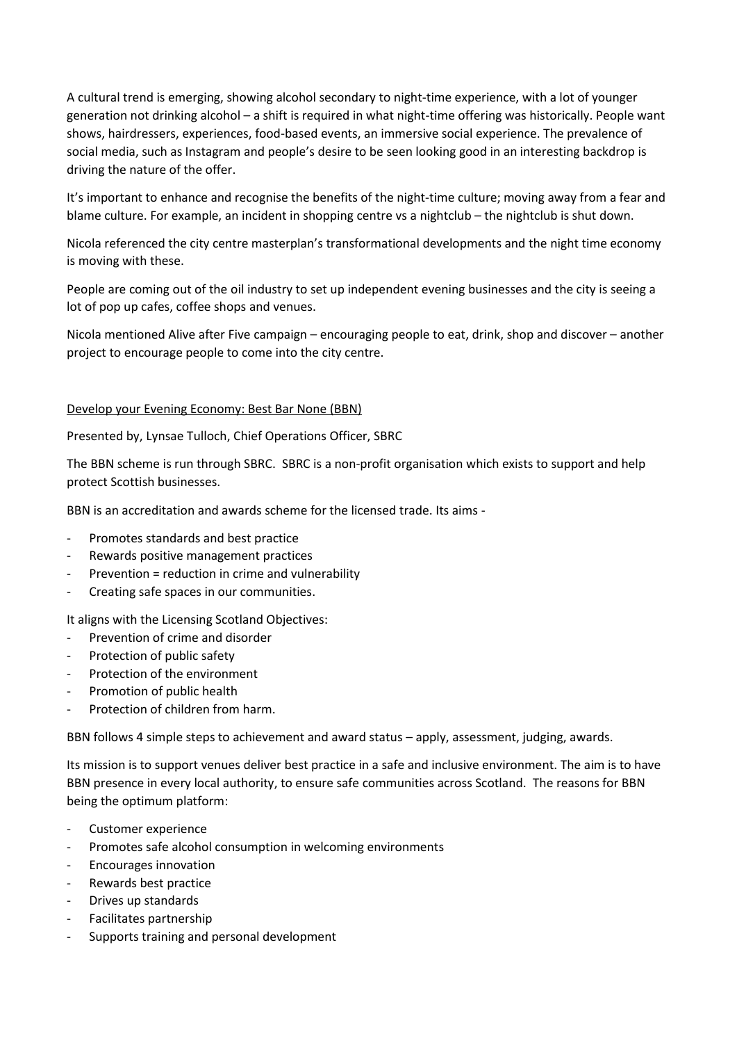A cultural trend is emerging, showing alcohol secondary to night-time experience, with a lot of younger generation not drinking alcohol – a shift is required in what night-time offering was historically. People want shows, hairdressers, experiences, food-based events, an immersive social experience. The prevalence of social media, such as Instagram and people's desire to be seen looking good in an interesting backdrop is driving the nature of the offer.

It's important to enhance and recognise the benefits of the night-time culture; moving away from a fear and blame culture. For example, an incident in shopping centre vs a nightclub – the nightclub is shut down.

Nicola referenced the city centre masterplan's transformational developments and the night time economy is moving with these.

People are coming out of the oil industry to set up independent evening businesses and the city is seeing a lot of pop up cafes, coffee shops and venues.

Nicola mentioned Alive after Five campaign – encouraging people to eat, drink, shop and discover – another project to encourage people to come into the city centre.

<u>Develop your Evening Economy: Best Bar None (BBN)</u>

Presented by, Lynsae Tulloch, Chief Operations Officer, SBRC

The BBN scheme is run through SBRC. SBRC is a non-profit organisation which exists to support and help protect Scottish businesses.

BBN is an accreditation and awards scheme for the licensed trade. Its aims -

- Promotes standards and best practice
- Rewards positive management practices
- Prevention = reduction in crime and vulnerability
- Creating safe spaces in our communities.

It aligns with the Licensing Scotland Objectives:

- Prevention of crime and disorder
- Protection of public safety
- Protection of the environment
- Promotion of public health
- Protection of children from harm.

BBN follows 4 simple steps to achievement and award status – apply, assessment, judging, awards.

Its mission is to support venues deliver best practice in a safe and inclusive environment. The aim is to have BBN presence in every local authority, to ensure safe communities across Scotland. The reasons for BBN being the optimum platform:

- Customer experience
- Promotes safe alcohol consumption in welcoming environments
- Encourages innovation
- Rewards best practice
- Drives up standards
- Facilitates partnership
- Supports training and personal development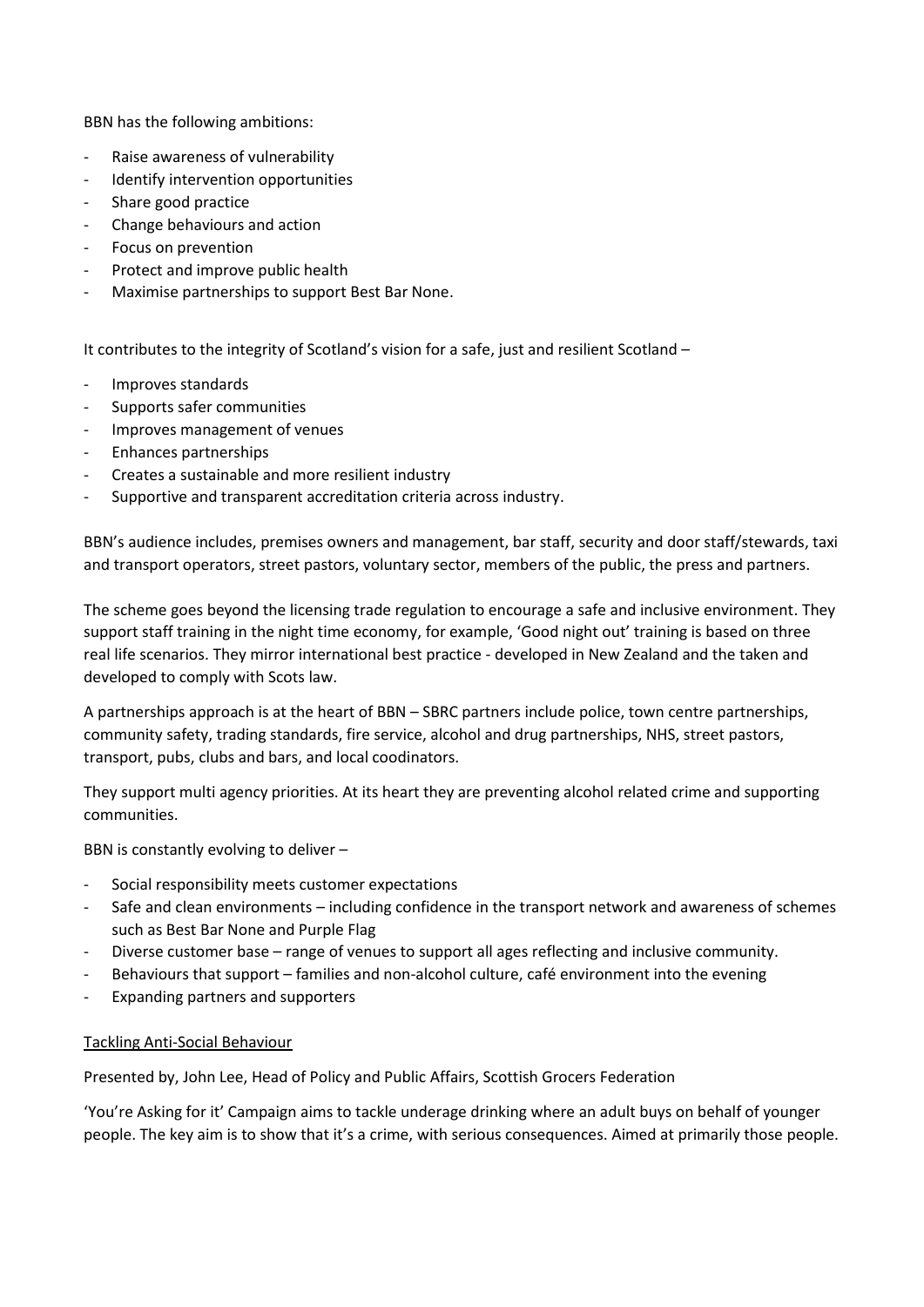BBN has the following ambitions:

- Raise awareness of vulnerability
- Identify intervention opportunities
- Share good practice
- Change behaviours and action
- Focus on prevention
- Protect and improve public health
- Maximise partnerships to support Best Bar None.

It contributes to the integrity of Scotland's vision for a safe, just and resilient Scotland –

- Improves standards
- Supports safer communities
- Improves management of venues
- Enhances partnerships
- Creates a sustainable and more resilient industry
- Supportive and transparent accreditation criteria across industry.

BBN's audience includes, premises owners and management, bar staff, security and door staff/stewards, taxi and transport operators, street pastors, voluntary sector, members of the public, the press and partners.

The scheme goes beyond the licensing trade regulation to encourage a safe and inclusive environment. They support staff training in the night time economy, for example, 'Good night out' training is based on three real life scenarios. They mirror international best practice - developed in New Zealand and the taken and developed to comply with Scots law.

A partnerships approach is at the heart of BBN – SBRC partners include police, town centre partnerships, community safety, trading standards, fire service, alcohol and drug partnerships, NHS, street pastors, transport, pubs, clubs and bars, and local coodinators.

They support multi agency priorities. At its heart they are preventing alcohol related crime and supporting communities.

BBN is constantly evolving to deliver –

- Social responsibility meets customer expectations
- Safe and clean environments – including confidence in the transport network and awareness of schemes such as Best Bar None and Purple Flag
- Diverse customer base – range of venues to support all ages reflecting and inclusive community.
- Behaviours that support – families and non-alcohol culture, café environment into the evening
- Expanding partners and supporters

<u>Tackling Anti-Social Behaviour</u>

Presented by, John Lee, Head of Policy and Public Affairs, Scottish Grocers Federation

'You're Asking for it' Campaign aims to tackle underage drinking where an adult buys on behalf of younger people. The key aim is to show that it's a crime, with serious consequences. Aimed at primarily those people.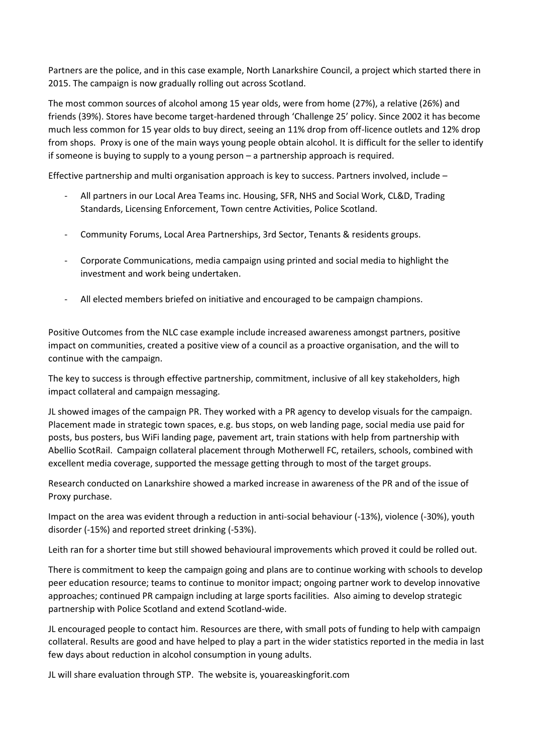Partners are the police, and in this case example, North Lanarkshire Council, a project which started there in 2015. The campaign is now gradually rolling out across Scotland.

The most common sources of alcohol among 15 year olds, were from home (27%), a relative (26%) and friends (39%). Stores have become target-hardened through 'Challenge 25' policy. Since 2002 it has become much less common for 15 year olds to buy direct, seeing an 11% drop from off-licence outlets and 12% drop from shops. Proxy is one of the main ways young people obtain alcohol. It is difficult for the seller to identify if someone is buying to supply to a young person – a partnership approach is required.

Effective partnership and multi organisation approach is key to success. Partners involved, include –

- All partners in our Local Area Teams inc. Housing, SFR, NHS and Social Work, CL&D, Trading Standards, Licensing Enforcement, Town centre Activities, Police Scotland.
- Community Forums, Local Area Partnerships, 3rd Sector, Tenants & residents groups.
- Corporate Communications, media campaign using printed and social media to highlight the investment and work being undertaken.
- All elected members briefed on initiative and encouraged to be campaign champions.

Positive Outcomes from the NLC case example include increased awareness amongst partners, positive impact on communities, created a positive view of a council as a proactive organisation, and the will to continue with the campaign.

The key to success is through effective partnership, commitment, inclusive of all key stakeholders, high impact collateral and campaign messaging.

JL showed images of the campaign PR. They worked with a PR agency to develop visuals for the campaign. Placement made in strategic town spaces, e.g. bus stops, on web landing page, social media use paid for posts, bus posters, bus WiFi landing page, pavement art, train stations with help from partnership with Abellio ScotRail. Campaign collateral placement through Motherwell FC, retailers, schools, combined with excellent media coverage, supported the message getting through to most of the target groups.

Research conducted on Lanarkshire showed a marked increase in awareness of the PR and of the issue of Proxy purchase.

Impact on the area was evident through a reduction in anti-social behaviour (-13%), violence (-30%), youth disorder (-15%) and reported street drinking (-53%).

Leith ran for a shorter time but still showed behavioural improvements which proved it could be rolled out.

There is commitment to keep the campaign going and plans are to continue working with schools to develop peer education resource; teams to continue to monitor impact; ongoing partner work to develop innovative approaches; continued PR campaign including at large sports facilities. Also aiming to develop strategic partnership with Police Scotland and extend Scotland-wide.

JL encouraged people to contact him. Resources are there, with small pots of funding to help with campaign collateral. Results are good and have helped to play a part in the wider statistics reported in the media in last few days about reduction in alcohol consumption in young adults.

JL will share evaluation through STP. The website is, youareaskingforit.com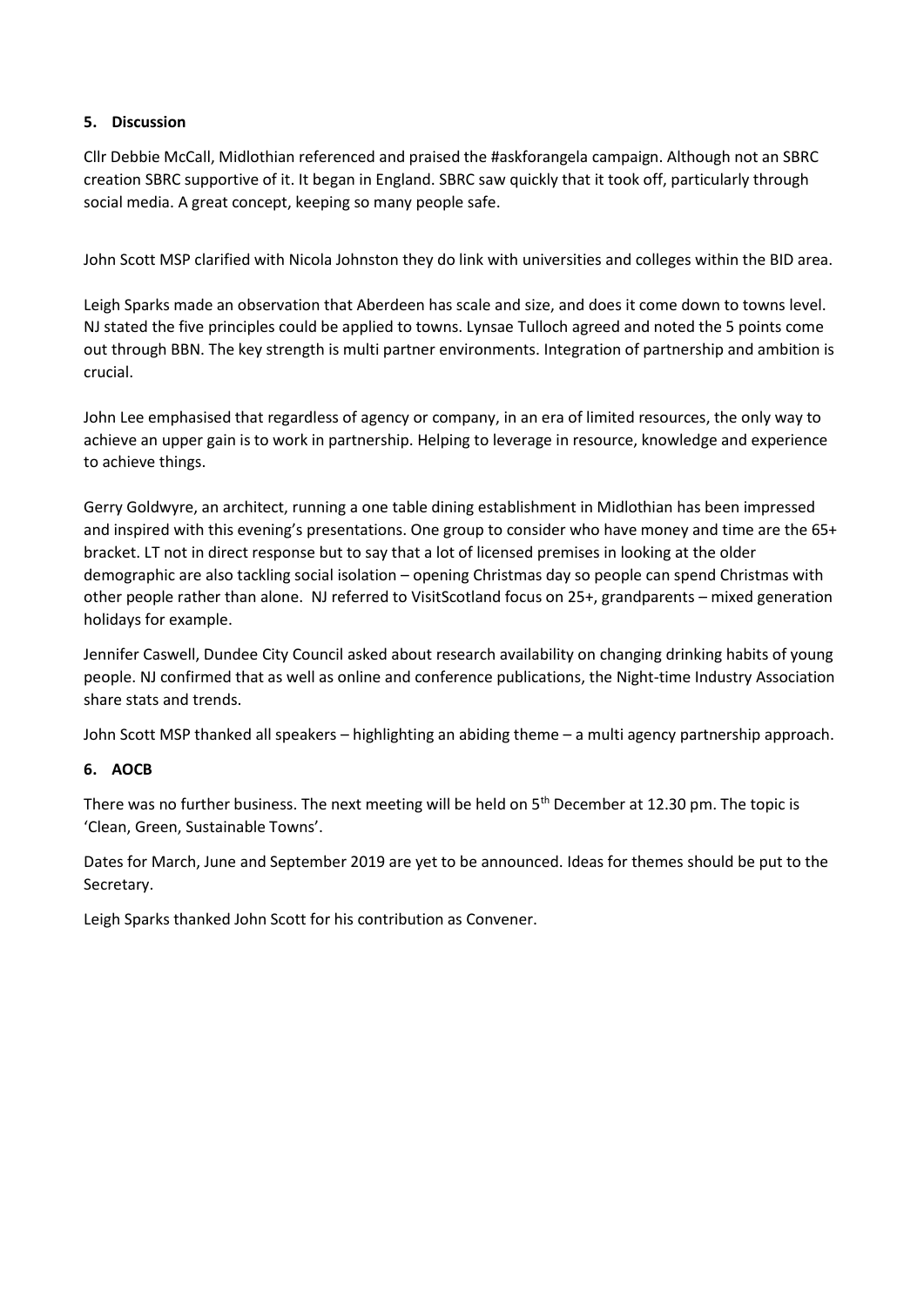## 5. Discussion

Cllr Debbie McCall, Midlothian referenced and praised the #askforangela campaign. Although not an SBRC creation SBRC supportive of it. It began in England. SBRC saw quickly that it took off, particularly through social media. A great concept, keeping so many people safe.

John Scott MSP clarified with Nicola Johnston they do link with universities and colleges within the BID area.

Leigh Sparks made an observation that Aberdeen has scale and size, and does it come down to towns level. NJ stated the five principles could be applied to towns. Lynsae Tulloch agreed and noted the 5 points come out through BBN. The key strength is multi partner environments. Integration of partnership and ambition is crucial.

John Lee emphasised that regardless of agency or company, in an era of limited resources, the only way to achieve an upper gain is to work in partnership. Helping to leverage in resource, knowledge and experience to achieve things.

Gerry Goldwyre, an architect, running a one table dining establishment in Midlothian has been impressed and inspired with this evening's presentations. One group to consider who have money and time are the 65+ bracket. LT not in direct response but to say that a lot of licensed premises in looking at the older demographic are also tackling social isolation – opening Christmas day so people can spend Christmas with other people rather than alone. NJ referred to VisitScotland focus on 25+, grandparents – mixed generation holidays for example.

Jennifer Caswell, Dundee City Council asked about research availability on changing drinking habits of young people. NJ confirmed that as well as online and conference publications, the Night-time Industry Association share stats and trends.

John Scott MSP thanked all speakers – highlighting an abiding theme – a multi agency partnership approach.

## 6. AOCB

There was no further business. The next meeting will be held on 5th December at 12.30 pm. The topic is 'Clean, Green, Sustainable Towns'.

Dates for March, June and September 2019 are yet to be announced. Ideas for themes should be put to the Secretary.

Leigh Sparks thanked John Scott for his contribution as Convener.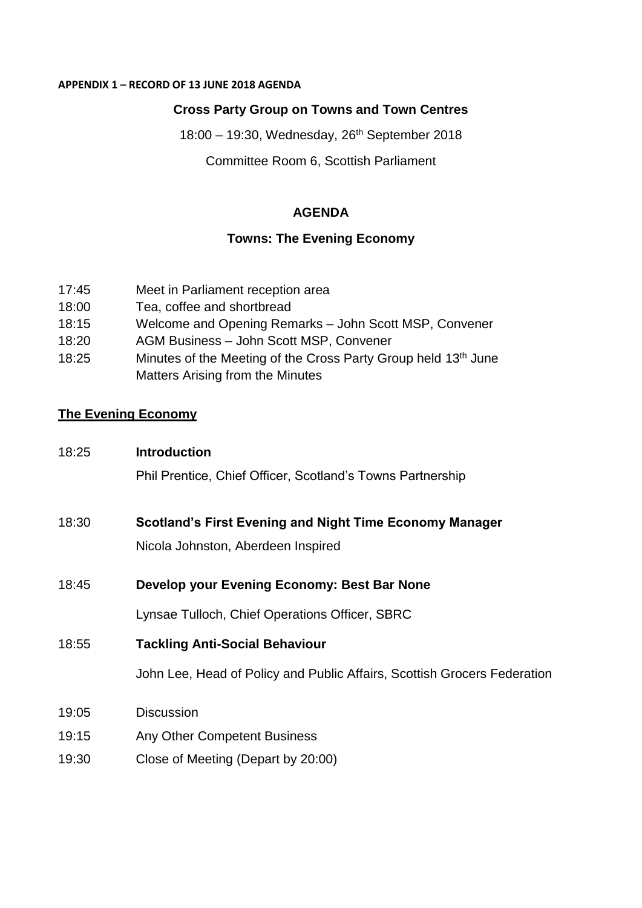**APPENDIX 1 – RECORD OF 13 JUNE 2018 AGENDA**

**Cross Party Group on Towns and Town Centres**

18:00 – 19:30, Wednesday, 26th September 2018

Committee Room 6, Scottish Parliament

## AGENDA

### Towns: The Evening Economy

17:45 Meet in Parliament reception area

18:00 Tea, coffee and shortbread

18:15 Welcome and Opening Remarks – John Scott MSP, Convener

18:20 AGM Business – John Scott MSP, Convener

18:25 Minutes of the Meeting of the Cross Party Group held 13th June
Matters Arising from the Minutes

**The Evening Economy**

18:25 **Introduction**

Phil Prentice, Chief Officer, Scotland's Towns Partnership

18:30 **Scotland's First Evening and Night Time Economy Manager**

Nicola Johnston, Aberdeen Inspired

18:45 **Develop your Evening Economy: Best Bar None**

Lynsae Tulloch, Chief Operations Officer, SBRC

18:55 **Tackling Anti-Social Behaviour**

John Lee, Head of Policy and Public Affairs, Scottish Grocers Federation

19:05 Discussion

19:15 Any Other Competent Business

19:30 Close of Meeting (Depart by 20:00)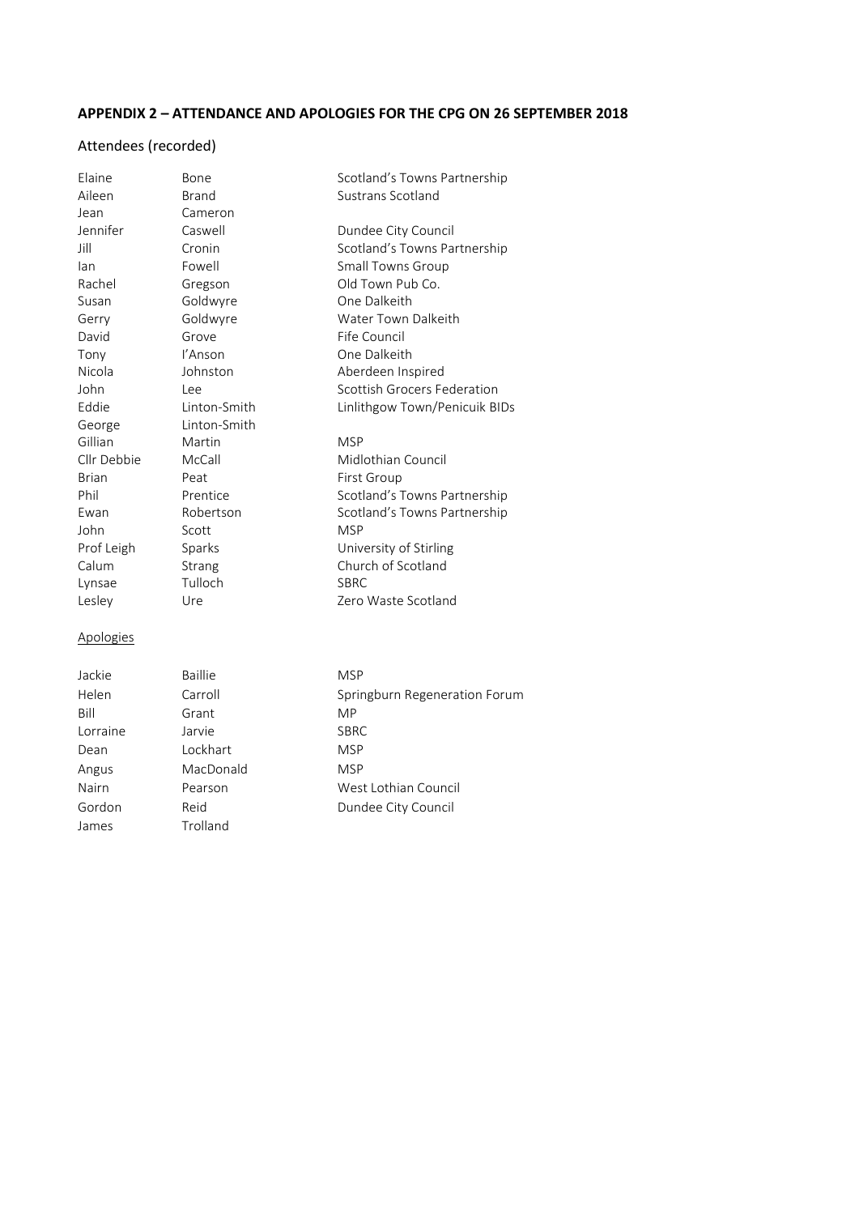**APPENDIX 2 – ATTENDANCE AND APOLOGIES FOR THE CPG ON 26 SEPTEMBER 2018**

## Attendees (recorded)

| | | |
|---|---|---|
| Elaine | Bone | Scotland's Towns Partnership |
| Aileen | Brand | Sustrans Scotland |
| Jean | Cameron | |
| Jennifer | Caswell | Dundee City Council |
| Jill | Cronin | Scotland's Towns Partnership |
| Ian | Fowell | Small Towns Group |
| Rachel | Gregson | Old Town Pub Co. |
| Susan | Goldwyre | One Dalkeith |
| Gerry | Goldwyre | Water Town Dalkeith |
| David | Grove | Fife Council |
| Tony | I'Anson | One Dalkeith |
| Nicola | Johnston | Aberdeen Inspired |
| John | Lee | Scottish Grocers Federation |
| Eddie | Linton-Smith | Linlithgow Town/Penicuik BIDs |
| George | Linton-Smith | |
| Gillian | Martin | MSP |
| Cllr Debbie | McCall | Midlothian Council |
| Brian | Peat | First Group |
| Phil | Prentice | Scotland's Towns Partnership |
| Ewan | Robertson | Scotland's Towns Partnership |
| John | Scott | MSP |
| Prof Leigh | Sparks | University of Stirling |
| Calum | Strang | Church of Scotland |
| Lynsae | Tulloch | SBRC |
| Lesley | Ure | Zero Waste Scotland |

Apologies

| | | |
|---|---|---|
| Jackie | Baillie | MSP |
| Helen | Carroll | Springburn Regeneration Forum |
| Bill | Grant | MP |
| Lorraine | Jarvie | SBRC |
| Dean | Lockhart | MSP |
| Angus | MacDonald | MSP |
| Nairn | Pearson | West Lothian Council |
| Gordon | Reid | Dundee City Council |
| James | Trolland | |